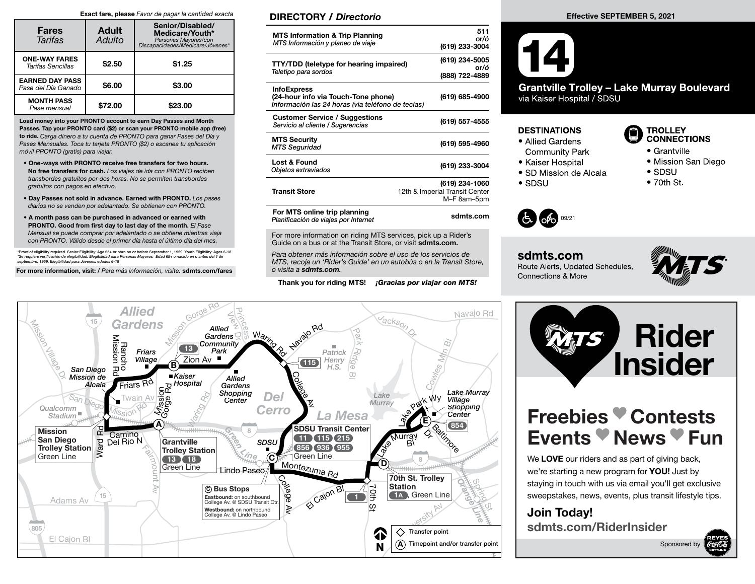**Exact fare, please** *Favor de pagar la cantidad exacta*

| **Fares** *Tarifas* | **Adult** *Adulto* | **Senior/Disabled/ Medicare/Youth*** *Personas Mayores/con Discapacidades/Medicare/Jóvenes** |
|---|---|---|
| **ONE-WAY FARES** *Tarifas Sencillas* | **$2.50** | **$1.25** |
| **EARNED DAY PASS** *Pase del Día Ganado* | **$6.00** | **$3.00** |
| **MONTH PASS** *Pase mensual* | **$72.00** | **$23.00** |

**Load money into your PRONTO account to earn Day Passes and Month Passes. Tap your PRONTO card ($2) or scan your PRONTO mobile app (free) to ride.** *Carga dinero a tu cuenta de PRONTO para ganar Pases del Día y Pases Mensuales. Toca tu tarjeta PRONTO ($2) o escanea tu aplicación móvil PRONTO (gratis) para viajar.*

- **One-ways with PRONTO receive free transfers for two hours. No free transfers for cash.** *Los viajes de ida con PRONTO reciben transbordes gratuitos por dos horas. No se permiten transbordes gratuitos con pagos en efectivo.*
- **Day Passes not sold in advance. Earned with PRONTO.** *Los pases diarios no se venden por adelantado. Se obtienen con PRONTO.*
- **A month pass can be purchased in advanced or earned with PRONTO. Good from first day to last day of the month.** *El Pase Mensual se puede comprar por adelantado o se obtiene mientras viaja con PRONTO. Válido desde el primer día hasta el último día del mes.*

*Proof of eligibility required. Senior Eligibility: Age 65+ or born on or before September 1, 1959. Youth Eligibility: Ages 6-18
*Se requiere verificación de elegibilidad. Elegibilidad para Personas Mayores: Edad 65+ o nacido en o antes del 1 de septiembre, 1959. Elegibilidad para Jóvenes: edades 6-18

**For more information, visit: /** *Para más información, visite:* **sdmts.com/fares**

## DIRECTORY / *Directorio*

| | |
|---|---|
| **MTS Information & Trip Planning** *MTS Información y planeo de viaje* | **511** or/ó **(619) 233-3004** |
| **TTY/TDD (teletype for hearing impaired)** *Teletipo para sordos* | **(619) 234-5005** or/ó **(888) 722-4889** |
| **InfoExpress (24-hour info via Touch-Tone phone)** *Información las 24 horas (via teléfono de teclas)* | **(619) 685-4900** |
| **Customer Service / Suggestions** *Servicio al cliente / Sugerencias* | **(619) 557-4555** |
| **MTS Security** *MTS Seguridad* | **(619) 595-4960** |
| **Lost & Found** *Objetos extraviados* | **(619) 233-3004** |
| **Transit Store** | **(619) 234-1060** 12th & Imperial Transit Center M–F 8am–5pm |
| **For MTS online trip planning** *Planificación de viajes por Internet* | **sdmts.com** |

For more information on riding MTS services, pick up a Rider's Guide on a bus or at the Transit Store, or visit **sdmts.com.**

*Para obtener más información sobre el uso de los servicios de MTS, recoja un 'Rider's Guide' en un autobús o en la Transit Store, o visita a* ***sdmts.com.***

**Thank you for riding MTS!** ***¡Gracias por viajar con MTS!***

**Effective SEPTEMBER 5, 2021**

# 14

## Grantville Trolley – Lake Murray Boulevard

via Kaiser Hospital / SDSU

### DESTINATIONS
- Allied Gardens Community Park
- Kaiser Hospital
- SD Mission de Alcala
- SDSU

### TROLLEY CONNECTIONS
- Grantville
- Mission San Diego
- SDSU
- 70th St.

09/21

**sdmts.com**
Route Alerts, Updated Schedules, Connections & More

**Ⓒ Bus Stops**
**Eastbound:** on southbound College Av. @ SDSU Transit Ctr.
**Westbound:** on northbound College Av. @ Lindo Paseo

◇ Transfer point
Ⓐ Timepoint and/or transfer point

# Rider Insider

## Freebies ♥ Contests Events ♥ News ♥ Fun

We **LOVE** our riders and as part of giving back, we're starting a new program for **YOU!** Just by staying in touch with us via email you'll get exclusive sweepstakes, news, events, plus transit lifestyle tips.

**Join Today!**
**sdmts.com/RiderInsider**

Sponsored by Reyes Coca-Cola Bottling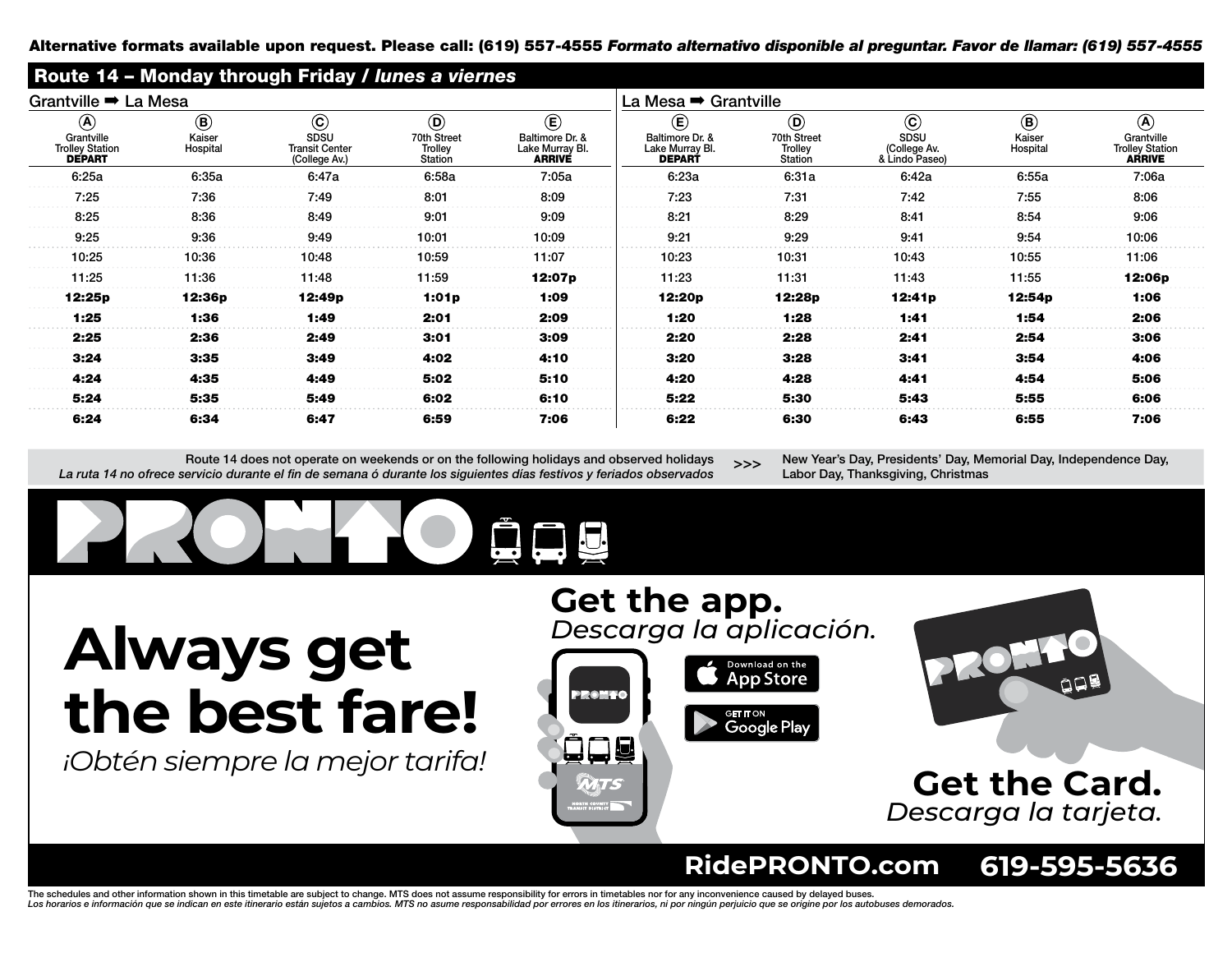**Alternative formats available upon request. Please call: (619) 557-4555** ***Formato alternativo disponible al preguntar. Favor de llamar: (619) 557-4555***

## Route 14 – Monday through Friday / *lunes a viernes*

### Grantville ➡ La Mesa

| (A) Grantville Trolley Station **DEPART** | (B) Kaiser Hospital | (C) SDSU Transit Center (College Av.) | (D) 70th Street Trolley Station | (E) Baltimore Dr. & Lake Murray Bl. **ARRIVE** |
|---|---|---|---|---|
| 6:25a | 6:35a | 6:47a | 6:58a | 7:05a |
| 7:25 | 7:36 | 7:49 | 8:01 | 8:09 |
| 8:25 | 8:36 | 8:49 | 9:01 | 9:09 |
| 9:25 | 9:36 | 9:49 | 10:01 | 10:09 |
| 10:25 | 10:36 | 10:48 | 10:59 | 11:07 |
| 11:25 | 11:36 | 11:48 | 11:59 | **12:07p** |
| **12:25p** | **12:36p** | **12:49p** | **1:01p** | **1:09** |
| **1:25** | **1:36** | **1:49** | **2:01** | **2:09** |
| **2:25** | **2:36** | **2:49** | **3:01** | **3:09** |
| **3:24** | **3:35** | **3:49** | **4:02** | **4:10** |
| **4:24** | **4:35** | **4:49** | **5:02** | **5:10** |
| **5:24** | **5:35** | **5:49** | **6:02** | **6:10** |
| **6:24** | **6:34** | **6:47** | **6:59** | **7:06** |

### La Mesa ➡ Grantville

| (E) Baltimore Dr. & Lake Murray Bl. **DEPART** | (D) 70th Street Trolley Station | (C) SDSU (College Av. & Lindo Paseo) | (B) Kaiser Hospital | (A) Grantville Trolley Station **ARRIVE** |
|---|---|---|---|---|
| 6:23a | 6:31a | 6:42a | 6:55a | 7:06a |
| 7:23 | 7:31 | 7:42 | 7:55 | 8:06 |
| 8:21 | 8:29 | 8:41 | 8:54 | 9:06 |
| 9:21 | 9:29 | 9:41 | 9:54 | 10:06 |
| 10:23 | 10:31 | 10:43 | 10:55 | 11:06 |
| 11:23 | 11:31 | 11:43 | 11:55 | **12:06p** |
| **12:20p** | **12:28p** | **12:41p** | **12:54p** | **1:06** |
| **1:20** | **1:28** | **1:41** | **1:54** | **2:06** |
| **2:20** | **2:28** | **2:41** | **2:54** | **3:06** |
| **3:20** | **3:28** | **3:41** | **3:54** | **4:06** |
| **4:20** | **4:28** | **4:41** | **4:54** | **5:06** |
| **5:22** | **5:30** | **5:43** | **5:55** | **6:06** |
| **6:22** | **6:30** | **6:43** | **6:55** | **7:06** |

Route 14 does not operate on weekends or on the following holidays and observed holidays
*La ruta 14 no ofrece servicio durante el fin de semana ó durante los siguientes días festivos y feriados observados*
>>> New Year's Day, Presidents' Day, Memorial Day, Independence Day, Labor Day, Thanksgiving, Christmas

# PRONTO

# Always get the best fare!

*¡Obtén siempre la mejor tarifa!*

**Get the app.**
*Descarga la aplicación.*

Download on the App Store

GET IT ON Google Play

**Get the Card.**
*Descarga la tarjeta.*

**RidePRONTO.com 619-595-5636**

The schedules and other information shown in this timetable are subject to change. MTS does not assume responsibility for errors in timetables nor for any inconvenience caused by delayed buses.
*Los horarios e información que se indican en este itinerario están sujetos a cambios. MTS no asume responsabilidad por errores en los itinerarios, ni por ningún perjuicio que se origine por los autobuses demorados.*